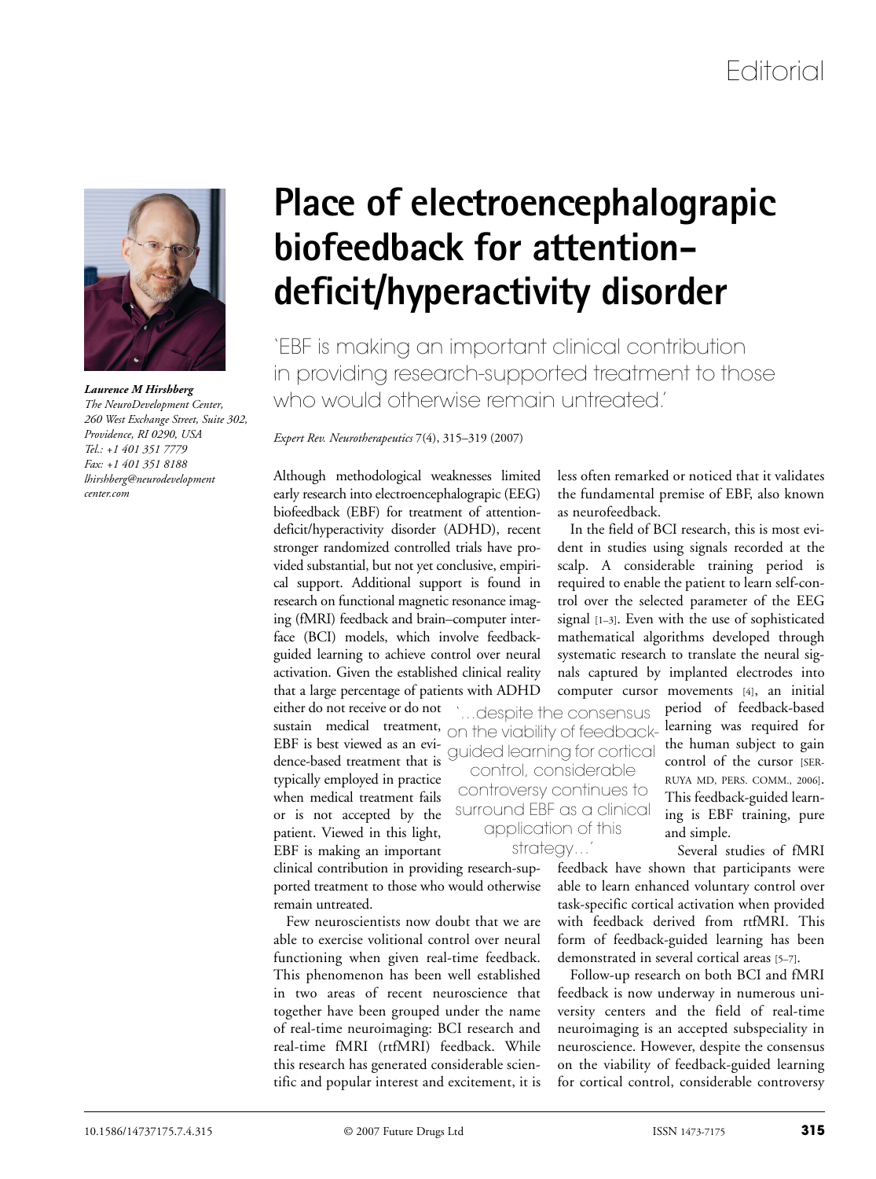Editorial

# Place of electroencephalograpic biofeedback for attention-deficit/hyperactivity disorder

*Laurence M Hirshberg*
*The NeuroDevelopment Center, 260 West Exchange Street, Suite 302, Providence, RI 0290, USA*
*Tel.: +1 401 351 7779*
*Fax: +1 401 351 8188*
*lhirshberg@neurodevelopmentcenter.com*

'EBF is making an important clinical contribution in providing research-supported treatment to those who would otherwise remain untreated.'

*Expert Rev. Neurotherapeutics* 7(4), 315–319 (2007)

Although methodological weaknesses limited early research into electroencephalograpic (EEG) biofeedback (EBF) for treatment of attention-deficit/hyperactivity disorder (ADHD), recent stronger randomized controlled trials have provided substantial, but not yet conclusive, empirical support. Additional support is found in research on functional magnetic resonance imaging (fMRI) feedback and brain–computer interface (BCI) models, which involve feedback-guided learning to achieve control over neural activation. Given the established clinical reality that a large percentage of patients with ADHD either do not receive or do not sustain medical treatment, EBF is best viewed as an evidence-based treatment that is typically employed in practice when medical treatment fails or is not accepted by the patient. Viewed in this light, EBF is making an important clinical contribution in providing research-supported treatment to those who would otherwise remain untreated.

Few neuroscientists now doubt that we are able to exercise volitional control over neural functioning when given real-time feedback. This phenomenon has been well established in two areas of recent neuroscience that together have been grouped under the name of real-time neuroimaging: BCI research and real-time fMRI (rtfMRI) feedback. While this research has generated considerable scientific and popular interest and excitement, it is less often remarked or noticed that it validates the fundamental premise of EBF, also known as neurofeedback.

In the field of BCI research, this is most evident in studies using signals recorded at the scalp. A considerable training period is required to enable the patient to learn self-control over the selected parameter of the EEG signal [1–3]. Even with the use of sophisticated mathematical algorithms developed through systematic research to translate the neural signals captured by implanted electrodes into computer cursor movements [4], an initial period of feedback-based learning was required for the human subject to gain control of the cursor [SERRUYA MD, PERS. COMM., 2006]. This feedback-guided learning is EBF training, pure and simple.

'...despite the consensus on the viability of feedback-guided learning for cortical control, considerable controversy continues to surround EBF as a clinical application of this strategy...'

Several studies of fMRI feedback have shown that participants were able to learn enhanced voluntary control over task-specific cortical activation when provided with feedback derived from rtfMRI. This form of feedback-guided learning has been demonstrated in several cortical areas [5–7].

Follow-up research on both BCI and fMRI feedback is now underway in numerous university centers and the field of real-time neuroimaging is an accepted subspeciality in neuroscience. However, despite the consensus on the viability of feedback-guided learning for cortical control, considerable controversy

10.1586/14737175.7.4.315 © 2007 Future Drugs Ltd ISSN 1473-7175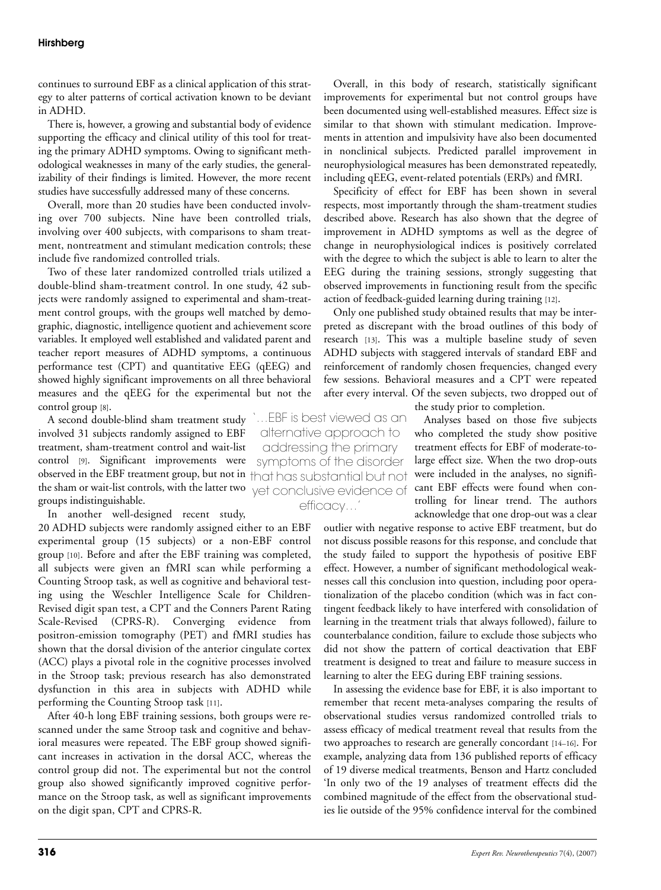continues to surround EBF as a clinical application of this strategy to alter patterns of cortical activation known to be deviant in ADHD.

There is, however, a growing and substantial body of evidence supporting the efficacy and clinical utility of this tool for treating the primary ADHD symptoms. Owing to significant methodological weaknesses in many of the early studies, the generalizability of their findings is limited. However, the more recent studies have successfully addressed many of these concerns.

Overall, more than 20 studies have been conducted involving over 700 subjects. Nine have been controlled trials, involving over 400 subjects, with comparisons to sham treatment, nontreatment and stimulant medication controls; these include five randomized controlled trials.

Two of these later randomized controlled trials utilized a double-blind sham-treatment control. In one study, 42 subjects were randomly assigned to experimental and sham-treatment control groups, with the groups well matched by demographic, diagnostic, intelligence quotient and achievement score variables. It employed well established and validated parent and teacher report measures of ADHD symptoms, a continuous performance test (CPT) and quantitative EEG (qEEG) and showed highly significant improvements on all three behavioral measures and the qEEG for the experimental but not the control group [8].

A second double-blind sham treatment study involved 31 subjects randomly assigned to EBF treatment, sham-treatment control and wait-list control [9]. Significant improvements were observed in the EBF treatment group, but not in the sham or wait-list controls, with the latter two groups indistinguishable.

In another well-designed recent study, 20 ADHD subjects were randomly assigned either to an EBF experimental group (15 subjects) or a non-EBF control group [10]. Before and after the EBF training was completed, all subjects were given an fMRI scan while performing a Counting Stroop task, as well as cognitive and behavioral testing using the Weschler Intelligence Scale for Children-Revised digit span test, a CPT and the Conners Parent Rating Scale-Revised (CPRS-R). Converging evidence from positron-emission tomography (PET) and fMRI studies has shown that the dorsal division of the anterior cingulate cortex (ACC) plays a pivotal role in the cognitive processes involved in the Stroop task; previous research has also demonstrated dysfunction in this area in subjects with ADHD while performing the Counting Stroop task [11].

After 40-h long EBF training sessions, both groups were rescanned under the same Stroop task and cognitive and behavioral measures were repeated. The EBF group showed significant increases in activation in the dorsal ACC, whereas the control group did not. The experimental but not the control group also showed significantly improved cognitive performance on the Stroop task, as well as significant improvements on the digit span, CPT and CPRS-R.

Overall, in this body of research, statistically significant improvements for experimental but not control groups have been documented using well-established measures. Effect size is similar to that shown with stimulant medication. Improvements in attention and impulsivity have also been documented in nonclinical subjects. Predicted parallel improvement in neurophysiological measures has been demonstrated repeatedly, including qEEG, event-related potentials (ERPs) and fMRI.

Specificity of effect for EBF has been shown in several respects, most importantly through the sham-treatment studies described above. Research has also shown that the degree of improvement in ADHD symptoms as well as the degree of change in neurophysiological indices is positively correlated with the degree to which the subject is able to learn to alter the EEG during the training sessions, strongly suggesting that observed improvements in functioning result from the specific action of feedback-guided learning during training [12].

Only one published study obtained results that may be interpreted as discrepant with the broad outlines of this body of research [13]. This was a multiple baseline study of seven ADHD subjects with staggered intervals of standard EBF and reinforcement of randomly chosen frequencies, changed every few sessions. Behavioral measures and a CPT were repeated after every interval. Of the seven subjects, two dropped out of the study prior to completion.

> '…EBF is best viewed as an alternative approach to addressing the primary symptoms of the disorder that has substantial but not yet conclusive evidence of efficacy…'

Analyses based on those five subjects who completed the study show positive treatment effects for EBF of moderate-to-large effect size. When the two drop-outs were included in the analyses, no significant EBF effects were found when controlling for linear trend. The authors acknowledge that one drop-out was a clear outlier with negative response to active EBF treatment, but do not discuss possible reasons for this response, and conclude that the study failed to support the hypothesis of positive EBF effect. However, a number of significant methodological weaknesses call this conclusion into question, including poor operationalization of the placebo condition (which was in fact contingent feedback likely to have interfered with consolidation of learning in the treatment trials that always followed), failure to counterbalance condition, failure to exclude those subjects who did not show the pattern of cortical deactivation that EBF treatment is designed to treat and failure to measure success in learning to alter the EEG during EBF training sessions.

In assessing the evidence base for EBF, it is also important to remember that recent meta-analyses comparing the results of observational studies versus randomized controlled trials to assess efficacy of medical treatment reveal that results from the two approaches to research are generally concordant [14–16]. For example, analyzing data from 136 published reports of efficacy of 19 diverse medical treatments, Benson and Hartz concluded 'In only two of the 19 analyses of treatment effects did the combined magnitude of the effect from the observational studies lie outside of the 95% confidence interval for the combined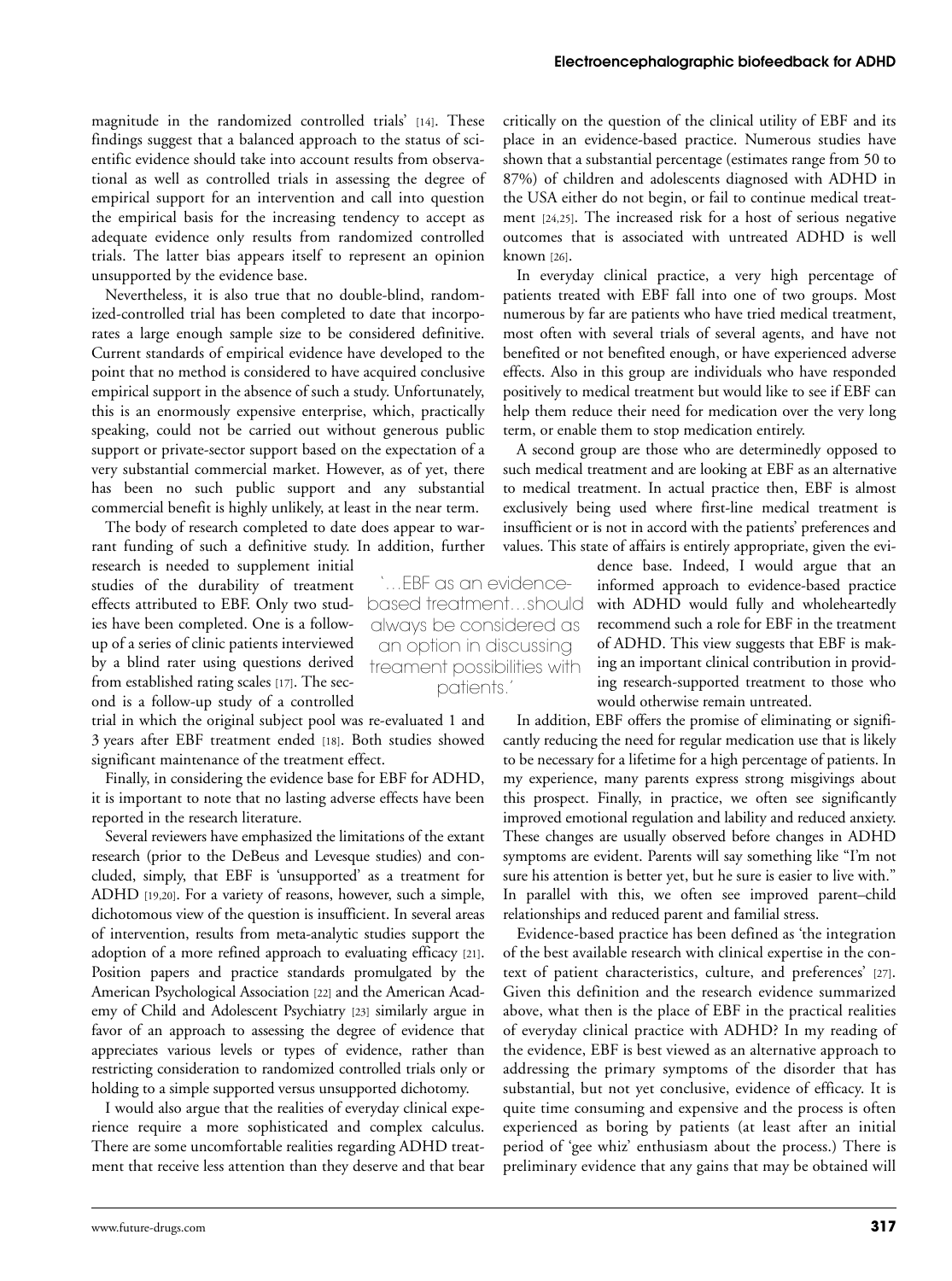magnitude in the randomized controlled trials' [14]. These findings suggest that a balanced approach to the status of scientific evidence should take into account results from observational as well as controlled trials in assessing the degree of empirical support for an intervention and call into question the empirical basis for the increasing tendency to accept as adequate evidence only results from randomized controlled trials. The latter bias appears itself to represent an opinion unsupported by the evidence base.

Nevertheless, it is also true that no double-blind, randomized-controlled trial has been completed to date that incorporates a large enough sample size to be considered definitive. Current standards of empirical evidence have developed to the point that no method is considered to have acquired conclusive empirical support in the absence of such a study. Unfortunately, this is an enormously expensive enterprise, which, practically speaking, could not be carried out without generous public support or private-sector support based on the expectation of a very substantial commercial market. However, as of yet, there has been no such public support and any substantial commercial benefit is highly unlikely, at least in the near term.

The body of research completed to date does appear to warrant funding of such a definitive study. In addition, further research is needed to supplement initial studies of the durability of treatment effects attributed to EBF. Only two studies have been completed. One is a follow-up of a series of clinic patients interviewed by a blind rater using questions derived from established rating scales [17]. The second is a follow-up study of a controlled trial in which the original subject pool was re-evaluated 1 and 3 years after EBF treatment ended [18]. Both studies showed significant maintenance of the treatment effect.

Finally, in considering the evidence base for EBF for ADHD, it is important to note that no lasting adverse effects have been reported in the research literature.

Several reviewers have emphasized the limitations of the extant research (prior to the DeBeus and Levesque studies) and concluded, simply, that EBF is 'unsupported' as a treatment for ADHD [19,20]. For a variety of reasons, however, such a simple, dichotomous view of the question is insufficient. In several areas of intervention, results from meta-analytic studies support the adoption of a more refined approach to evaluating efficacy [21]. Position papers and practice standards promulgated by the American Psychological Association [22] and the American Academy of Child and Adolescent Psychiatry [23] similarly argue in favor of an approach to assessing the degree of evidence that appreciates various levels or types of evidence, rather than restricting consideration to randomized controlled trials only or holding to a simple supported versus unsupported dichotomy.

I would also argue that the realities of everyday clinical experience require a more sophisticated and complex calculus. There are some uncomfortable realities regarding ADHD treatment that receive less attention than they deserve and that bear critically on the question of the clinical utility of EBF and its place in an evidence-based practice. Numerous studies have shown that a substantial percentage (estimates range from 50 to 87%) of children and adolescents diagnosed with ADHD in the USA either do not begin, or fail to continue medical treatment [24,25]. The increased risk for a host of serious negative outcomes that is associated with untreated ADHD is well known [26].

In everyday clinical practice, a very high percentage of patients treated with EBF fall into one of two groups. Most numerous by far are patients who have tried medical treatment, most often with several trials of several agents, and have not benefited or not benefited enough, or have experienced adverse effects. Also in this group are individuals who have responded positively to medical treatment but would like to see if EBF can help them reduce their need for medication over the very long term, or enable them to stop medication entirely.

A second group are those who are determinedly opposed to such medical treatment and are looking at EBF as an alternative to medical treatment. In actual practice then, EBF is almost exclusively being used where first-line medical treatment is insufficient or is not in accord with the patients' preferences and values. This state of affairs is entirely appropriate, given the evidence base. Indeed, I would argue that an informed approach to evidence-based practice with ADHD would fully and wholeheartedly recommend such a role for EBF in the treatment of ADHD. This view suggests that EBF is making an important clinical contribution in providing research-supported treatment to those who would otherwise remain untreated.

> '…EBF as an evidence-based treatment…should always be considered as an option in discussing treament possibilities with patients.'

In addition, EBF offers the promise of eliminating or significantly reducing the need for regular medication use that is likely to be necessary for a lifetime for a high percentage of patients. In my experience, many parents express strong misgivings about this prospect. Finally, in practice, we often see significantly improved emotional regulation and lability and reduced anxiety. These changes are usually observed before changes in ADHD symptoms are evident. Parents will say something like "I'm not sure his attention is better yet, but he sure is easier to live with." In parallel with this, we often see improved parent–child relationships and reduced parent and familial stress.

Evidence-based practice has been defined as 'the integration of the best available research with clinical expertise in the context of patient characteristics, culture, and preferences' [27]. Given this definition and the research evidence summarized above, what then is the place of EBF in the practical realities of everyday clinical practice with ADHD? In my reading of the evidence, EBF is best viewed as an alternative approach to addressing the primary symptoms of the disorder that has substantial, but not yet conclusive, evidence of efficacy. It is quite time consuming and expensive and the process is often experienced as boring by patients (at least after an initial period of 'gee whiz' enthusiasm about the process.) There is preliminary evidence that any gains that may be obtained will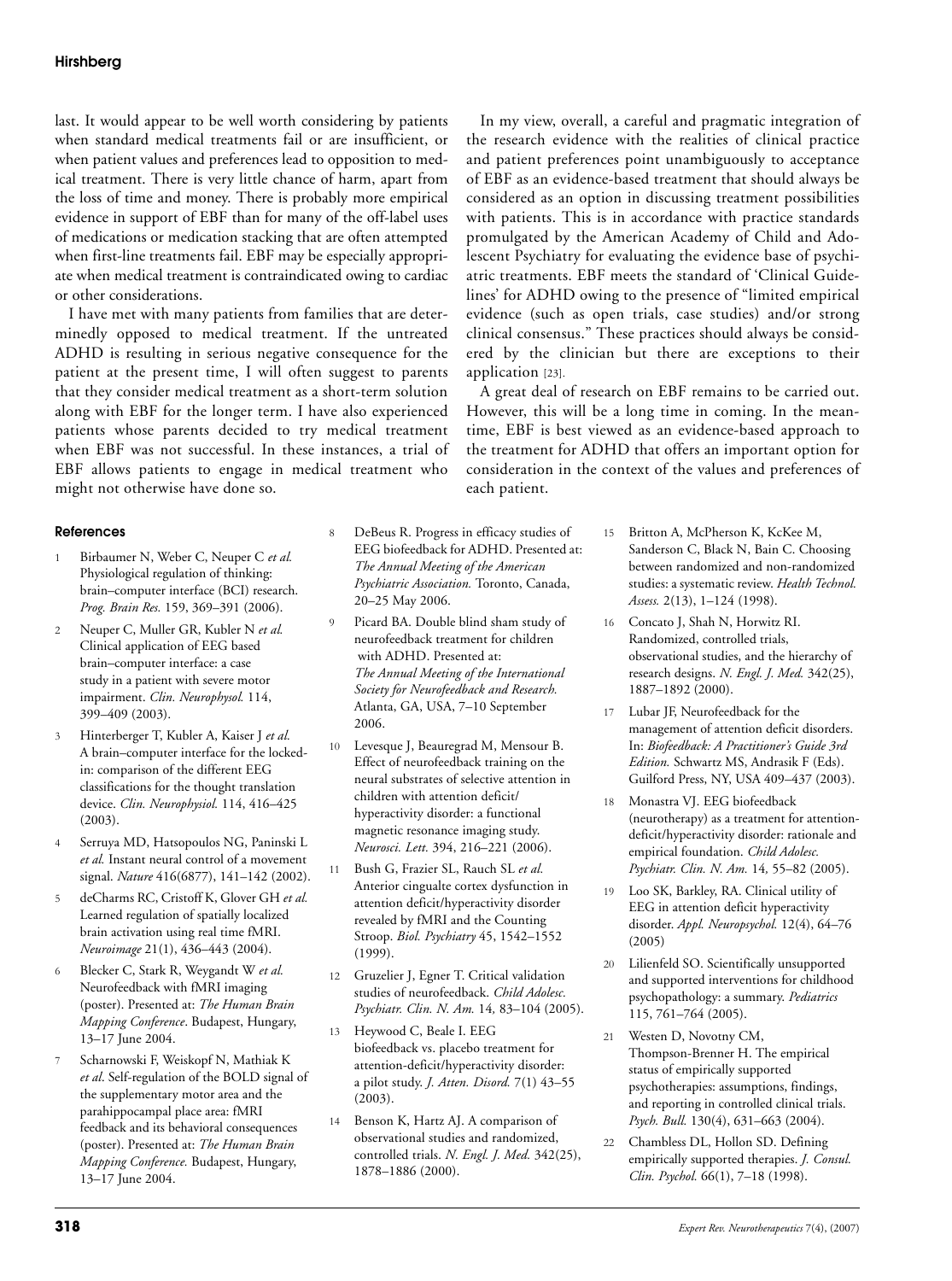last. It would appear to be well worth considering by patients when standard medical treatments fail or are insufficient, or when patient values and preferences lead to opposition to medical treatment. There is very little chance of harm, apart from the loss of time and money. There is probably more empirical evidence in support of EBF than for many of the off-label uses of medications or medication stacking that are often attempted when first-line treatments fail. EBF may be especially appropriate when medical treatment is contraindicated owing to cardiac or other considerations.

I have met with many patients from families that are determinedly opposed to medical treatment. If the untreated ADHD is resulting in serious negative consequence for the patient at the present time, I will often suggest to parents that they consider medical treatment as a short-term solution along with EBF for the longer term. I have also experienced patients whose parents decided to try medical treatment when EBF was not successful. In these instances, a trial of EBF allows patients to engage in medical treatment who might not otherwise have done so.

In my view, overall, a careful and pragmatic integration of the research evidence with the realities of clinical practice and patient preferences point unambiguously to acceptance of EBF as an evidence-based treatment that should always be considered as an option in discussing treatment possibilities with patients. This is in accordance with practice standards promulgated by the American Academy of Child and Adolescent Psychiatry for evaluating the evidence base of psychiatric treatments. EBF meets the standard of 'Clinical Guidelines' for ADHD owing to the presence of "limited empirical evidence (such as open trials, case studies) and/or strong clinical consensus." These practices should always be considered by the clinician but there are exceptions to their application [23].

A great deal of research on EBF remains to be carried out. However, this will be a long time in coming. In the meantime, EBF is best viewed as an evidence-based approach to the treatment for ADHD that offers an important option for consideration in the context of the values and preferences of each patient.

### References

1. Birbaumer N, Weber C, Neuper C *et al.* Physiological regulation of thinking: brain–computer interface (BCI) research. *Prog. Brain Res.* 159, 369–391 (2006).
2. Neuper C, Muller GR, Kubler N *et al.* Clinical application of EEG based brain–computer interface: a case study in a patient with severe motor impairment. *Clin. Neurophysol.* 114, 399–409 (2003).
3. Hinterberger T, Kubler A, Kaiser J *et al.* A brain–computer interface for the locked-in: comparison of the different EEG classifications for the thought translation device. *Clin. Neurophysiol.* 114, 416–425 (2003).
4. Serruya MD, Hatsopoulos NG, Paninski L *et al.* Instant neural control of a movement signal. *Nature* 416(6877), 141–142 (2002).
5. deCharms RC, Cristoff K, Glover GH *et al.* Learned regulation of spatially localized brain activation using real time fMRI. *Neuroimage* 21(1), 436–443 (2004).
6. Blecker C, Stark R, Weygandt W *et al.* Neurofeedback with fMRI imaging (poster). Presented at: *The Human Brain Mapping Conference*. Budapest, Hungary, 13–17 June 2004.
7. Scharnowski F, Weiskopf N, Mathiak K *et al*. Self-regulation of the BOLD signal of the supplementary motor area and the parahippocampal place area: fMRI feedback and its behavioral consequences (poster). Presented at: *The Human Brain Mapping Conference.* Budapest, Hungary, 13–17 June 2004.
8. DeBeus R. Progress in efficacy studies of EEG biofeedback for ADHD. Presented at: *The Annual Meeting of the American Psychiatric Association.* Toronto, Canada, 20–25 May 2006.
9. Picard BA. Double blind sham study of neurofeedback treatment for children with ADHD. Presented at: *The Annual Meeting of the International Society for Neurofeedback and Research.* Atlanta, GA, USA, 7–10 September 2006.
10. Levesque J, Beauregrad M, Mensour B. Effect of neurofeedback training on the neural substrates of selective attention in children with attention deficit/hyperactivity disorder: a functional magnetic resonance imaging study. *Neurosci. Lett.* 394, 216–221 (2006).
11. Bush G, Frazier SL, Rauch SL *et al.* Anterior cingualte cortex dysfunction in attention deficit/hyperactivity disorder revealed by fMRI and the Counting Stroop. *Biol. Psychiatry* 45, 1542–1552 (1999).
12. Gruzelier J, Egner T. Critical validation studies of neurofeedback. *Child Adolesc. Psychiatr. Clin. N. Am.* 14*,* 83–104 (2005).
13. Heywood C, Beale I. EEG biofeedback vs. placebo treatment for attention-deficit/hyperactivity disorder: a pilot study. *J. Atten. Disord.* 7(1) 43–55 (2003).
14. Benson K, Hartz AJ. A comparison of observational studies and randomized, controlled trials. *N. Engl. J. Med.* 342(25), 1878–1886 (2000).
15. Britton A, McPherson K, KcKee M, Sanderson C, Black N, Bain C. Choosing between randomized and non-randomized studies: a systematic review. *Health Technol. Assess.* 2(13), 1–124 (1998).
16. Concato J, Shah N, Horwitz RI. Randomized, controlled trials, observational studies, and the hierarchy of research designs. *N. Engl. J. Med.* 342(25), 1887–1892 (2000).
17. Lubar JF, Neurofeedback for the management of attention deficit disorders. In: *Biofeedback: A Practitioner's Guide 3rd Edition.* Schwartz MS, Andrasik F (Eds). Guilford Press, NY, USA 409–437 (2003).
18. Monastra VJ. EEG biofeedback (neurotherapy) as a treatment for attention-deficit/hyperactivity disorder: rationale and empirical foundation. *Child Adolesc. Psychiatr. Clin. N. Am.* 14*,* 55–82 (2005).
19. Loo SK, Barkley, RA. Clinical utility of EEG in attention deficit hyperactivity disorder. *Appl. Neuropsychol.* 12(4), 64–76 (2005)
20. Lilienfeld SO. Scientifically unsupported and supported interventions for childhood psychopathology: a summary. *Pediatrics* 115, 761–764 (2005).
21. Westen D, Novotny CM, Thompson-Brenner H. The empirical status of empirically supported psychotherapies: assumptions, findings, and reporting in controlled clinical trials. *Psych. Bull.* 130(4), 631–663 (2004).
22. Chambless DL, Hollon SD. Defining empirically supported therapies. *J. Consul. Clin. Psychol.* 66(1), 7–18 (1998).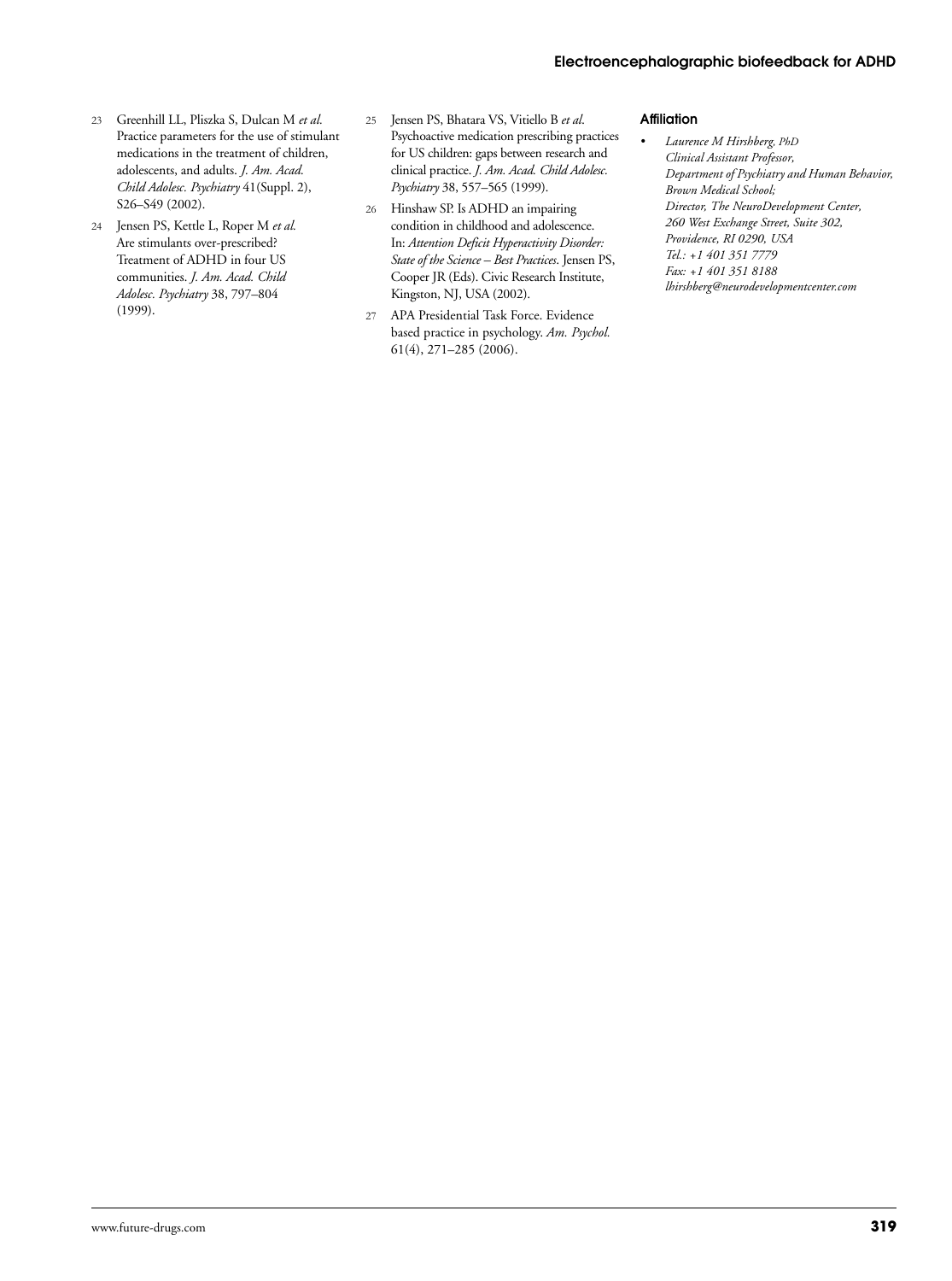23 Greenhill LL, Pliszka S, Dulcan M *et al.* Practice parameters for the use of stimulant medications in the treatment of children, adolescents, and adults. *J. Am. Acad. Child Adolesc. Psychiatry* 41(Suppl. 2), S26–S49 (2002).

24 Jensen PS, Kettle L, Roper M *et al.* Are stimulants over-prescribed? Treatment of ADHD in four US communities. *J. Am. Acad. Child Adolesc. Psychiatry* 38, 797–804 (1999).

25 Jensen PS, Bhatara VS, Vitiello B *et al.* Psychoactive medication prescribing practices for US children: gaps between research and clinical practice. *J. Am. Acad. Child Adolesc. Psychiatry* 38, 557–565 (1999).

26 Hinshaw SP. Is ADHD an impairing condition in childhood and adolescence. In: *Attention Deficit Hyperactivity Disorder: State of the Science – Best Practices*. Jensen PS, Cooper JR (Eds). Civic Research Institute, Kingston, NJ, USA (2002).

27 APA Presidential Task Force. Evidence based practice in psychology. *Am. Psychol.* 61(4), 271–285 (2006).

### Affiliation

- *Laurence M Hirshberg, PhD*
  *Clinical Assistant Professor,*
  *Department of Psychiatry and Human Behavior, Brown Medical School;*
  *Director, The NeuroDevelopment Center, 260 West Exchange Street, Suite 302, Providence, RI 0290, USA*
  *Tel.: +1 401 351 7779*
  *Fax: +1 401 351 8188*
  *lhirshberg@neurodevelopmentcenter.com*